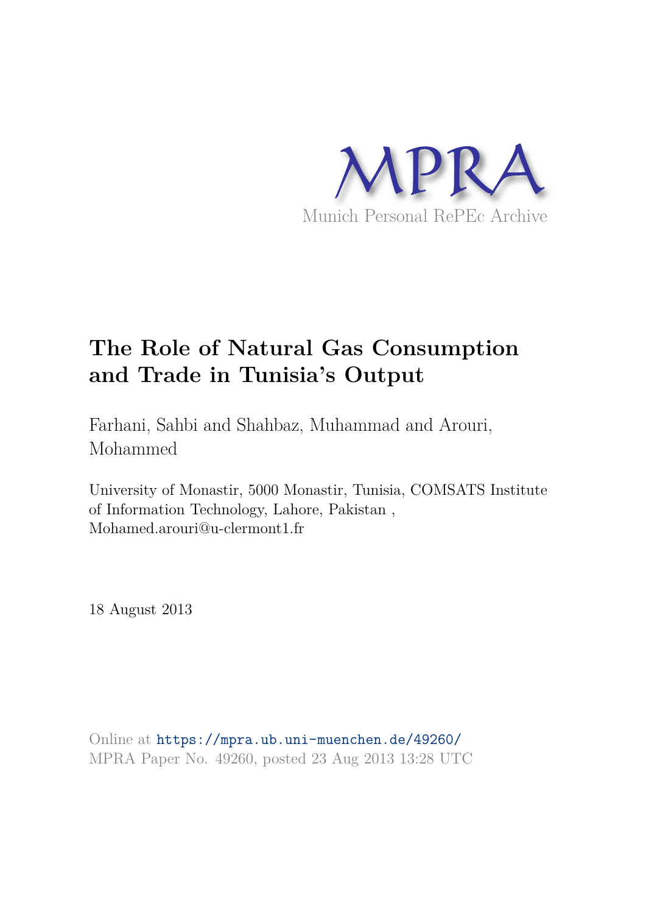MPRA

Munich Personal RePEc Archive

# The Role of Natural Gas Consumption and Trade in Tunisia's Output

Farhani, Sahbi and Shahbaz, Muhammad and Arouri, Mohammed

University of Monastir, 5000 Monastir, Tunisia, COMSATS Institute of Information Technology, Lahore, Pakistan , Mohamed.arouri@u-clermont1.fr

18 August 2013

Online at https://mpra.ub.uni-muenchen.de/49260/
MPRA Paper No. 49260, posted 23 Aug 2013 13:28 UTC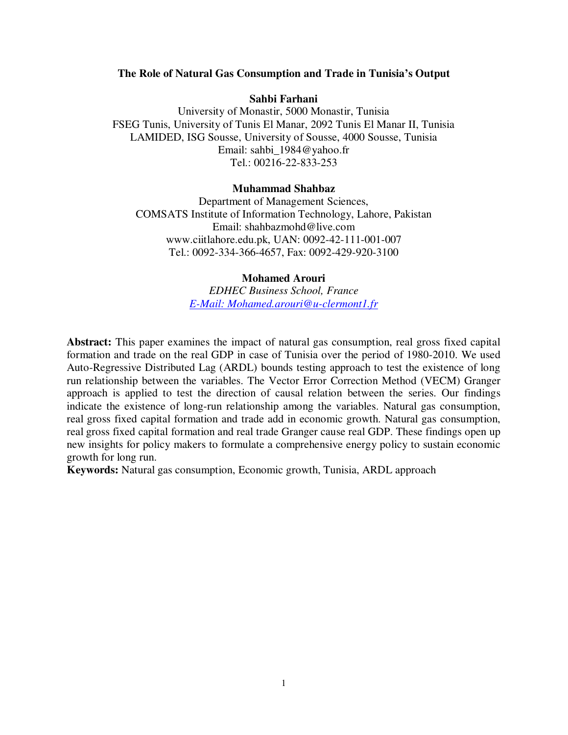**The Role of Natural Gas Consumption and Trade in Tunisia's Output**

**Sahbi Farhani**

University of Monastir, 5000 Monastir, Tunisia
FSEG Tunis, University of Tunis El Manar, 2092 Tunis El Manar II, Tunisia
LAMIDED, ISG Sousse, University of Sousse, 4000 Sousse, Tunisia
Email: sahbi_1984@yahoo.fr
Tel.: 00216-22-833-253

**Muhammad Shahbaz**

Department of Management Sciences,
COMSATS Institute of Information Technology, Lahore, Pakistan
Email: shahbazmohd@live.com
www.ciitlahore.edu.pk, UAN: 0092-42-111-001-007
Tel.: 0092-334-366-4657, Fax: 0092-429-920-3100

**Mohamed Arouri**

*EDHEC Business School, France*
*E-Mail: Mohamed.arouri@u-clermont1.fr*

**Abstract:** This paper examines the impact of natural gas consumption, real gross fixed capital formation and trade on the real GDP in case of Tunisia over the period of 1980-2010. We used Auto-Regressive Distributed Lag (ARDL) bounds testing approach to test the existence of long run relationship between the variables. The Vector Error Correction Method (VECM) Granger approach is applied to test the direction of causal relation between the series. Our findings indicate the existence of long-run relationship among the variables. Natural gas consumption, real gross fixed capital formation and trade add in economic growth. Natural gas consumption, real gross fixed capital formation and real trade Granger cause real GDP. These findings open up new insights for policy makers to formulate a comprehensive energy policy to sustain economic growth for long run.

**Keywords:** Natural gas consumption, Economic growth, Tunisia, ARDL approach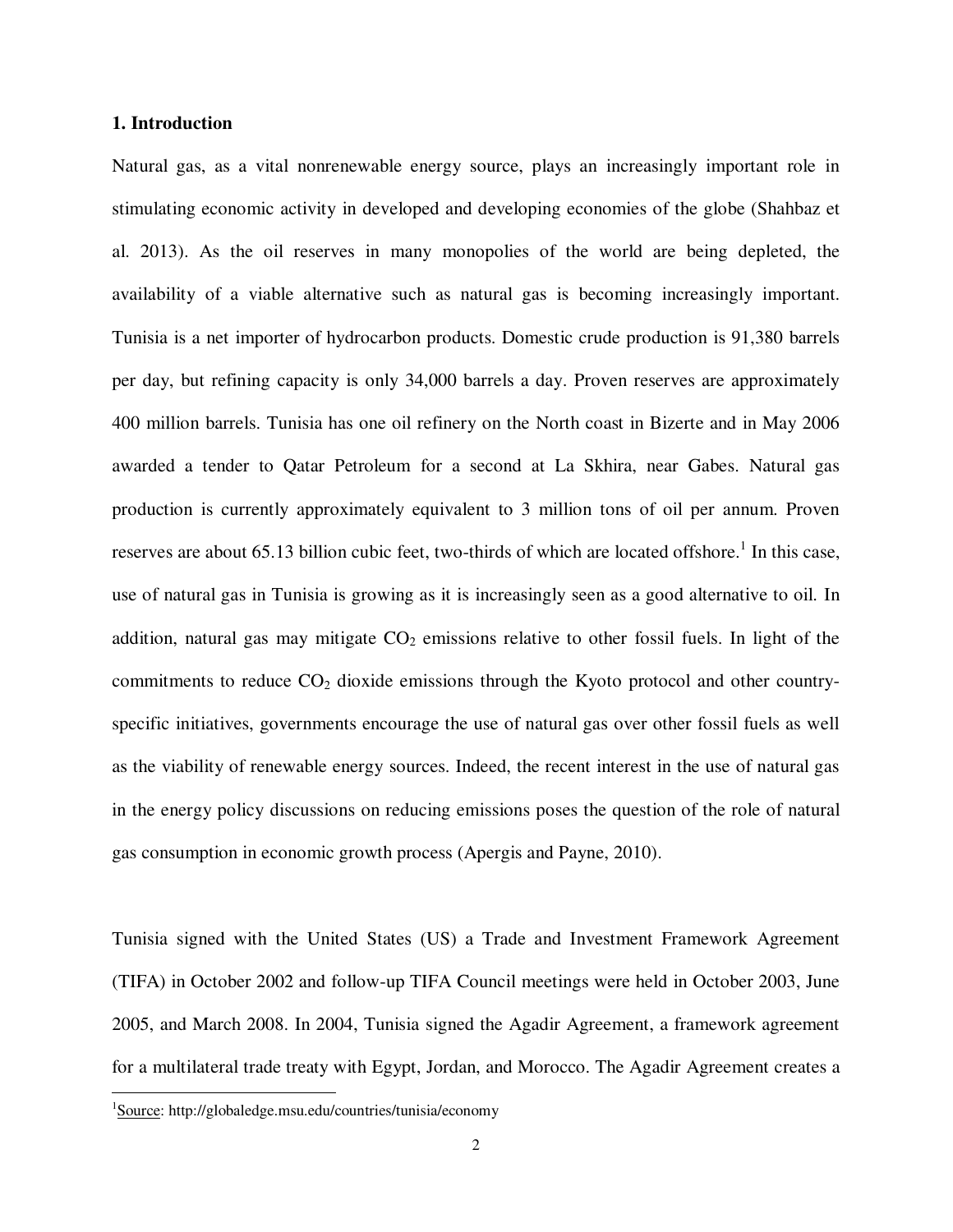## 1. Introduction

Natural gas, as a vital nonrenewable energy source, plays an increasingly important role in stimulating economic activity in developed and developing economies of the globe (Shahbaz et al. 2013). As the oil reserves in many monopolies of the world are being depleted, the availability of a viable alternative such as natural gas is becoming increasingly important. Tunisia is a net importer of hydrocarbon products. Domestic crude production is 91,380 barrels per day, but refining capacity is only 34,000 barrels a day. Proven reserves are approximately 400 million barrels. Tunisia has one oil refinery on the North coast in Bizerte and in May 2006 awarded a tender to Qatar Petroleum for a second at La Skhira, near Gabes. Natural gas production is currently approximately equivalent to 3 million tons of oil per annum. Proven reserves are about 65.13 billion cubic feet, two-thirds of which are located offshore.[1] In this case, use of natural gas in Tunisia is growing as it is increasingly seen as a good alternative to oil. In addition, natural gas may mitigate $CO_2$ emissions relative to other fossil fuels. In light of the commitments to reduce $CO_2$ dioxide emissions through the Kyoto protocol and other country-specific initiatives, governments encourage the use of natural gas over other fossil fuels as well as the viability of renewable energy sources. Indeed, the recent interest in the use of natural gas in the energy policy discussions on reducing emissions poses the question of the role of natural gas consumption in economic growth process (Apergis and Payne, 2010).

Tunisia signed with the United States (US) a Trade and Investment Framework Agreement (TIFA) in October 2002 and follow-up TIFA Council meetings were held in October 2003, June 2005, and March 2008. In 2004, Tunisia signed the Agadir Agreement, a framework agreement for a multilateral trade treaty with Egypt, Jordan, and Morocco. The Agadir Agreement creates a

[1] Source: http://globaledge.msu.edu/countries/tunisia/economy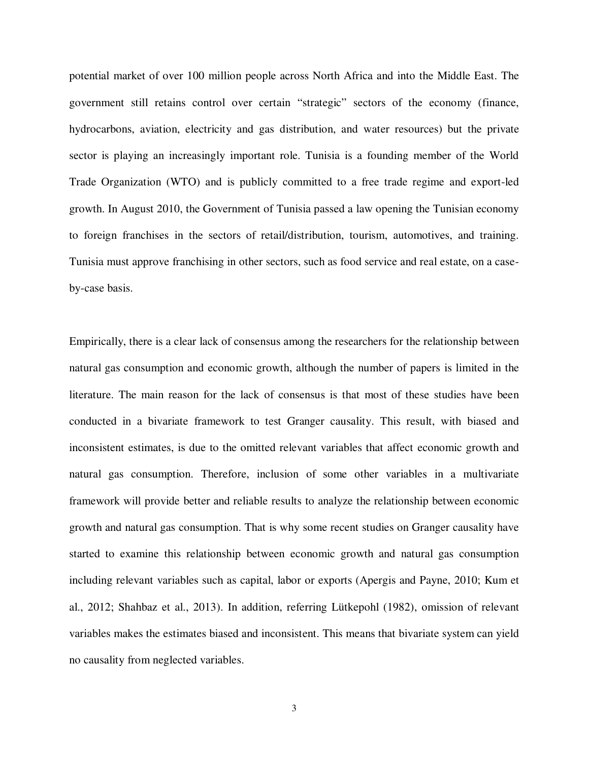potential market of over 100 million people across North Africa and into the Middle East. The government still retains control over certain "strategic" sectors of the economy (finance, hydrocarbons, aviation, electricity and gas distribution, and water resources) but the private sector is playing an increasingly important role. Tunisia is a founding member of the World Trade Organization (WTO) and is publicly committed to a free trade regime and export-led growth. In August 2010, the Government of Tunisia passed a law opening the Tunisian economy to foreign franchises in the sectors of retail/distribution, tourism, automotives, and training. Tunisia must approve franchising in other sectors, such as food service and real estate, on a case-by-case basis.

Empirically, there is a clear lack of consensus among the researchers for the relationship between natural gas consumption and economic growth, although the number of papers is limited in the literature. The main reason for the lack of consensus is that most of these studies have been conducted in a bivariate framework to test Granger causality. This result, with biased and inconsistent estimates, is due to the omitted relevant variables that affect economic growth and natural gas consumption. Therefore, inclusion of some other variables in a multivariate framework will provide better and reliable results to analyze the relationship between economic growth and natural gas consumption. That is why some recent studies on Granger causality have started to examine this relationship between economic growth and natural gas consumption including relevant variables such as capital, labor or exports (Apergis and Payne, 2010; Kum et al., 2012; Shahbaz et al., 2013). In addition, referring Lütkepohl (1982), omission of relevant variables makes the estimates biased and inconsistent. This means that bivariate system can yield no causality from neglected variables.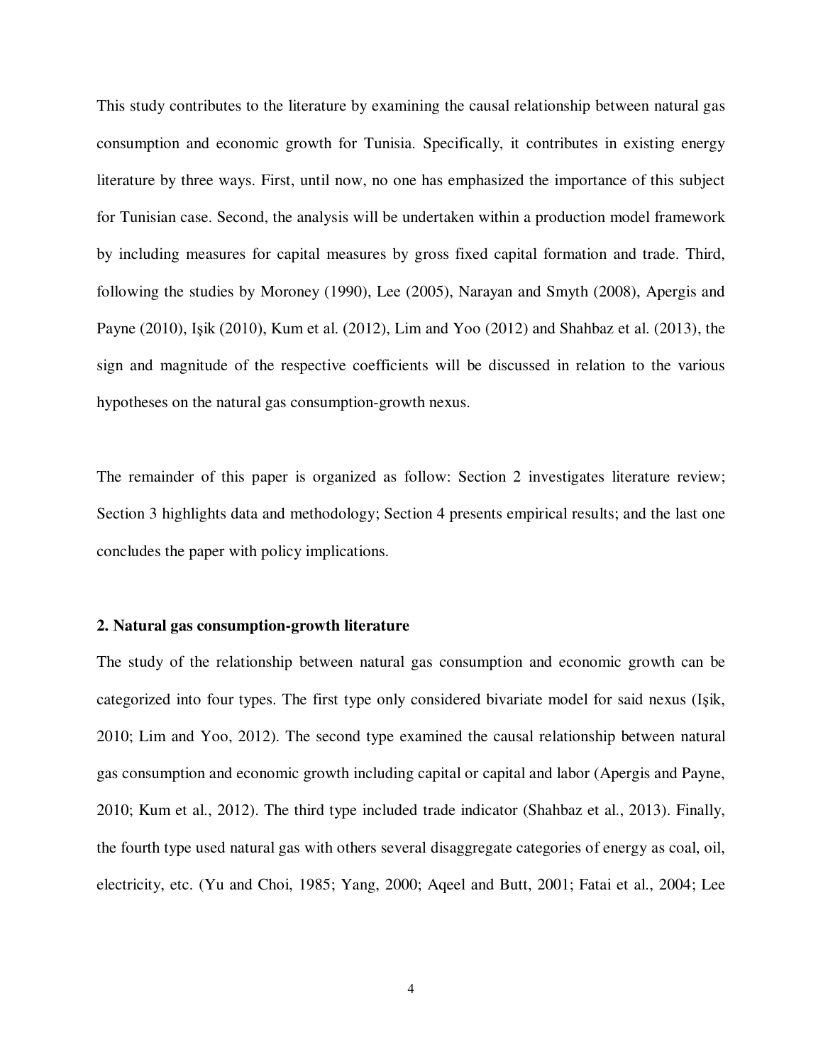This study contributes to the literature by examining the causal relationship between natural gas consumption and economic growth for Tunisia. Specifically, it contributes in existing energy literature by three ways. First, until now, no one has emphasized the importance of this subject for Tunisian case. Second, the analysis will be undertaken within a production model framework by including measures for capital measures by gross fixed capital formation and trade. Third, following the studies by Moroney (1990), Lee (2005), Narayan and Smyth (2008), Apergis and Payne (2010), Işik (2010), Kum et al. (2012), Lim and Yoo (2012) and Shahbaz et al. (2013), the sign and magnitude of the respective coefficients will be discussed in relation to the various hypotheses on the natural gas consumption-growth nexus.

The remainder of this paper is organized as follow: Section 2 investigates literature review; Section 3 highlights data and methodology; Section 4 presents empirical results; and the last one concludes the paper with policy implications.

## 2. Natural gas consumption-growth literature

The study of the relationship between natural gas consumption and economic growth can be categorized into four types. The first type only considered bivariate model for said nexus (Işik, 2010; Lim and Yoo, 2012). The second type examined the causal relationship between natural gas consumption and economic growth including capital or capital and labor (Apergis and Payne, 2010; Kum et al., 2012). The third type included trade indicator (Shahbaz et al., 2013). Finally, the fourth type used natural gas with others several disaggregate categories of energy as coal, oil, electricity, etc. (Yu and Choi, 1985; Yang, 2000; Aqeel and Butt, 2001; Fatai et al., 2004; Lee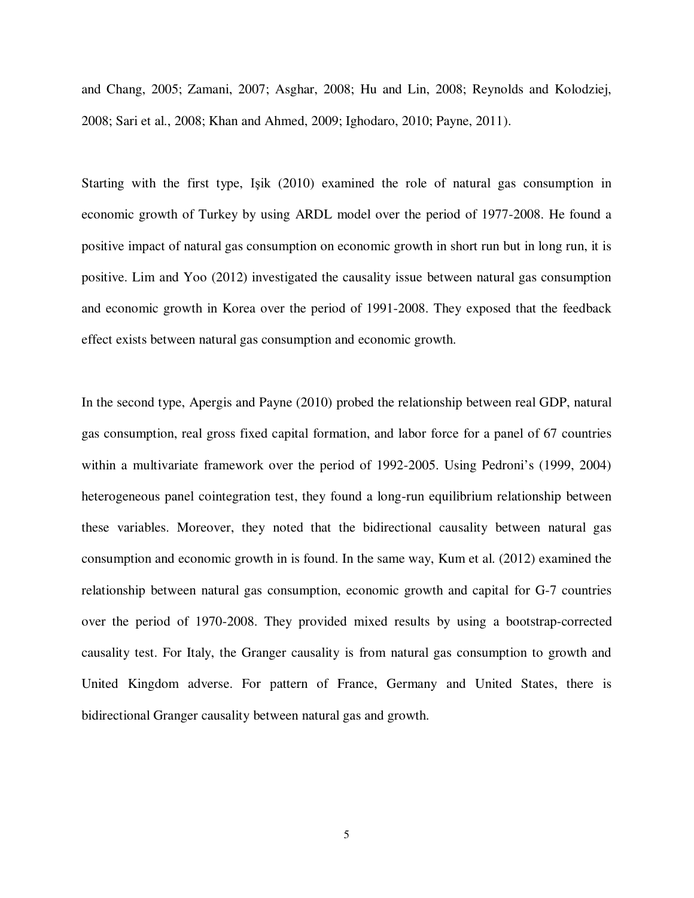and Chang, 2005; Zamani, 2007; Asghar, 2008; Hu and Lin, 2008; Reynolds and Kolodziej, 2008; Sari et al., 2008; Khan and Ahmed, 2009; Ighodaro, 2010; Payne, 2011).

Starting with the first type, Işik (2010) examined the role of natural gas consumption in economic growth of Turkey by using ARDL model over the period of 1977-2008. He found a positive impact of natural gas consumption on economic growth in short run but in long run, it is positive. Lim and Yoo (2012) investigated the causality issue between natural gas consumption and economic growth in Korea over the period of 1991-2008. They exposed that the feedback effect exists between natural gas consumption and economic growth.

In the second type, Apergis and Payne (2010) probed the relationship between real GDP, natural gas consumption, real gross fixed capital formation, and labor force for a panel of 67 countries within a multivariate framework over the period of 1992-2005. Using Pedroni's (1999, 2004) heterogeneous panel cointegration test, they found a long-run equilibrium relationship between these variables. Moreover, they noted that the bidirectional causality between natural gas consumption and economic growth in is found. In the same way, Kum et al. (2012) examined the relationship between natural gas consumption, economic growth and capital for G-7 countries over the period of 1970-2008. They provided mixed results by using a bootstrap-corrected causality test. For Italy, the Granger causality is from natural gas consumption to growth and United Kingdom adverse. For pattern of France, Germany and United States, there is bidirectional Granger causality between natural gas and growth.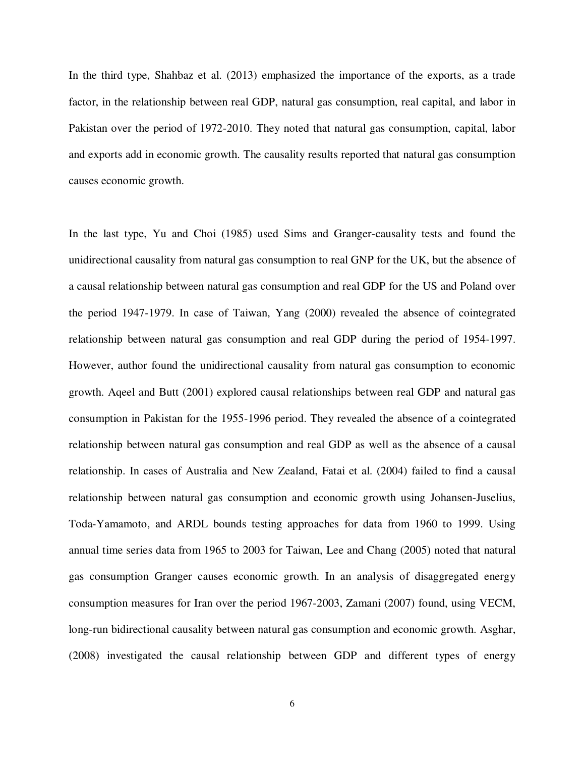In the third type, Shahbaz et al. (2013) emphasized the importance of the exports, as a trade factor, in the relationship between real GDP, natural gas consumption, real capital, and labor in Pakistan over the period of 1972-2010. They noted that natural gas consumption, capital, labor and exports add in economic growth. The causality results reported that natural gas consumption causes economic growth.

In the last type, Yu and Choi (1985) used Sims and Granger-causality tests and found the unidirectional causality from natural gas consumption to real GNP for the UK, but the absence of a causal relationship between natural gas consumption and real GDP for the US and Poland over the period 1947-1979. In case of Taiwan, Yang (2000) revealed the absence of cointegrated relationship between natural gas consumption and real GDP during the period of 1954-1997. However, author found the unidirectional causality from natural gas consumption to economic growth. Aqeel and Butt (2001) explored causal relationships between real GDP and natural gas consumption in Pakistan for the 1955-1996 period. They revealed the absence of a cointegrated relationship between natural gas consumption and real GDP as well as the absence of a causal relationship. In cases of Australia and New Zealand, Fatai et al. (2004) failed to find a causal relationship between natural gas consumption and economic growth using Johansen-Juselius, Toda-Yamamoto, and ARDL bounds testing approaches for data from 1960 to 1999. Using annual time series data from 1965 to 2003 for Taiwan, Lee and Chang (2005) noted that natural gas consumption Granger causes economic growth. In an analysis of disaggregated energy consumption measures for Iran over the period 1967-2003, Zamani (2007) found, using VECM, long-run bidirectional causality between natural gas consumption and economic growth. Asghar, (2008) investigated the causal relationship between GDP and different types of energy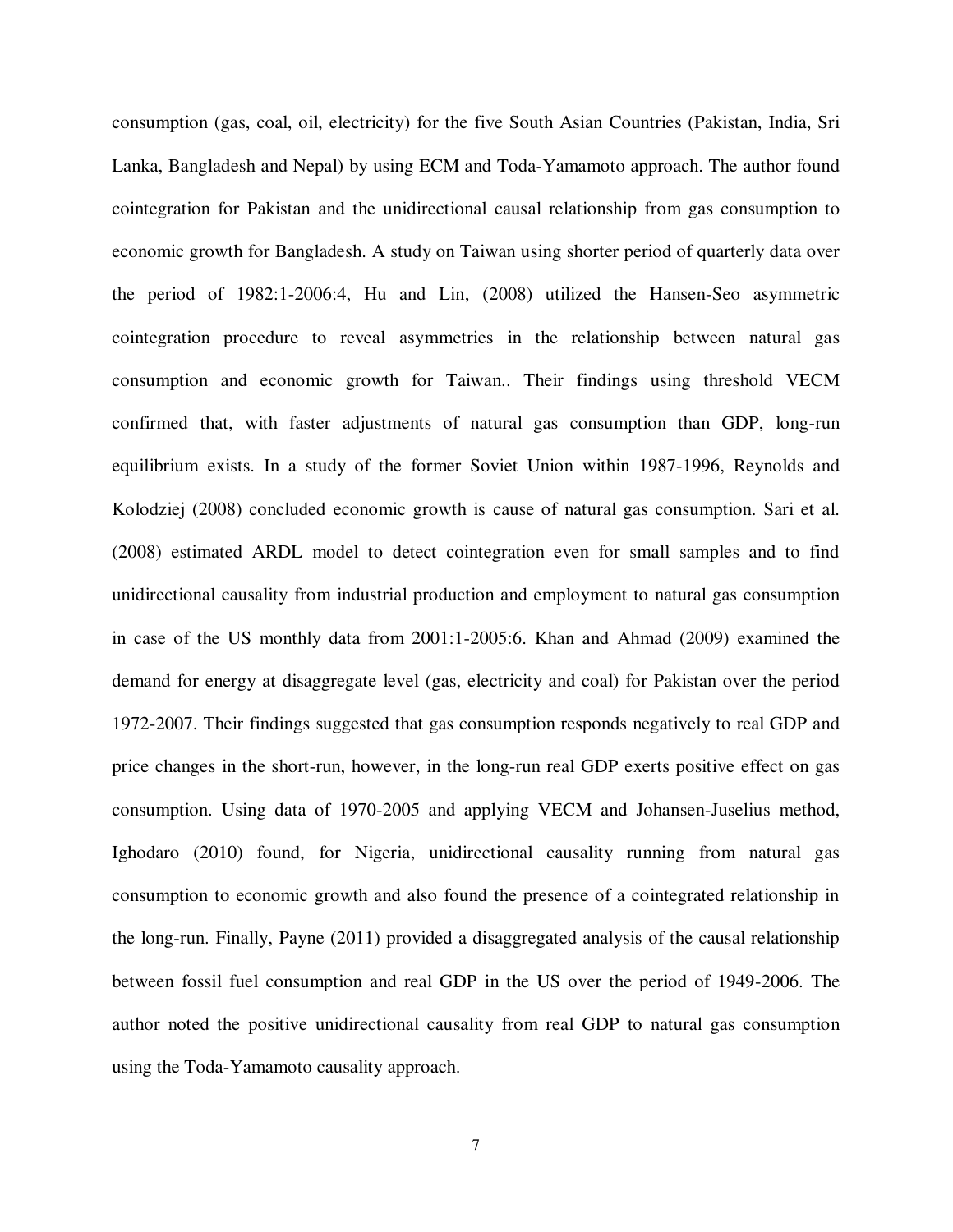consumption (gas, coal, oil, electricity) for the five South Asian Countries (Pakistan, India, Sri Lanka, Bangladesh and Nepal) by using ECM and Toda-Yamamoto approach. The author found cointegration for Pakistan and the unidirectional causal relationship from gas consumption to economic growth for Bangladesh. A study on Taiwan using shorter period of quarterly data over the period of 1982:1-2006:4, Hu and Lin, (2008) utilized the Hansen-Seo asymmetric cointegration procedure to reveal asymmetries in the relationship between natural gas consumption and economic growth for Taiwan.. Their findings using threshold VECM confirmed that, with faster adjustments of natural gas consumption than GDP, long-run equilibrium exists. In a study of the former Soviet Union within 1987-1996, Reynolds and Kolodziej (2008) concluded economic growth is cause of natural gas consumption. Sari et al. (2008) estimated ARDL model to detect cointegration even for small samples and to find unidirectional causality from industrial production and employment to natural gas consumption in case of the US monthly data from 2001:1-2005:6. Khan and Ahmad (2009) examined the demand for energy at disaggregate level (gas, electricity and coal) for Pakistan over the period 1972-2007. Their findings suggested that gas consumption responds negatively to real GDP and price changes in the short-run, however, in the long-run real GDP exerts positive effect on gas consumption. Using data of 1970-2005 and applying VECM and Johansen-Juselius method, Ighodaro (2010) found, for Nigeria, unidirectional causality running from natural gas consumption to economic growth and also found the presence of a cointegrated relationship in the long-run. Finally, Payne (2011) provided a disaggregated analysis of the causal relationship between fossil fuel consumption and real GDP in the US over the period of 1949-2006. The author noted the positive unidirectional causality from real GDP to natural gas consumption using the Toda-Yamamoto causality approach.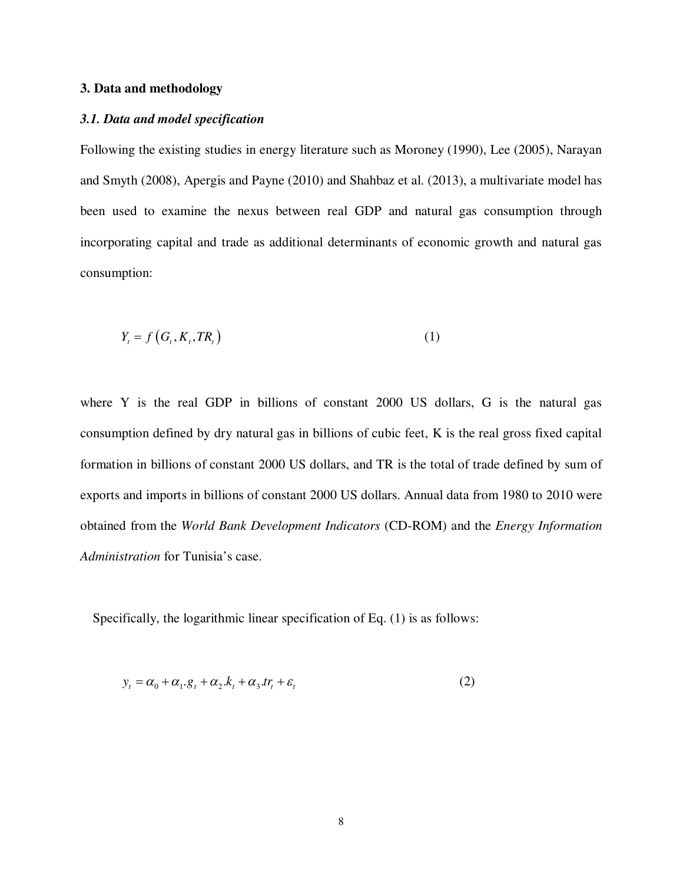## 3. Data and methodology

### *3.1. Data and model specification*

Following the existing studies in energy literature such as Moroney (1990), Lee (2005), Narayan and Smyth (2008), Apergis and Payne (2010) and Shahbaz et al. (2013), a multivariate model has been used to examine the nexus between real GDP and natural gas consumption through incorporating capital and trade as additional determinants of economic growth and natural gas consumption:

$$Y_t = f\left(G_t, K_t, TR_t\right) \tag{1}$$

where Y is the real GDP in billions of constant 2000 US dollars, G is the natural gas consumption defined by dry natural gas in billions of cubic feet, K is the real gross fixed capital formation in billions of constant 2000 US dollars, and TR is the total of trade defined by sum of exports and imports in billions of constant 2000 US dollars. Annual data from 1980 to 2010 were obtained from the *World Bank Development Indicators* (CD-ROM) and the *Energy Information Administration* for Tunisia's case.

Specifically, the logarithmic linear specification of Eq. (1) is as follows:

$$y_t = \alpha_0 + \alpha_1.g_t + \alpha_2.k_t + \alpha_3.tr_t + \varepsilon_t \tag{2}$$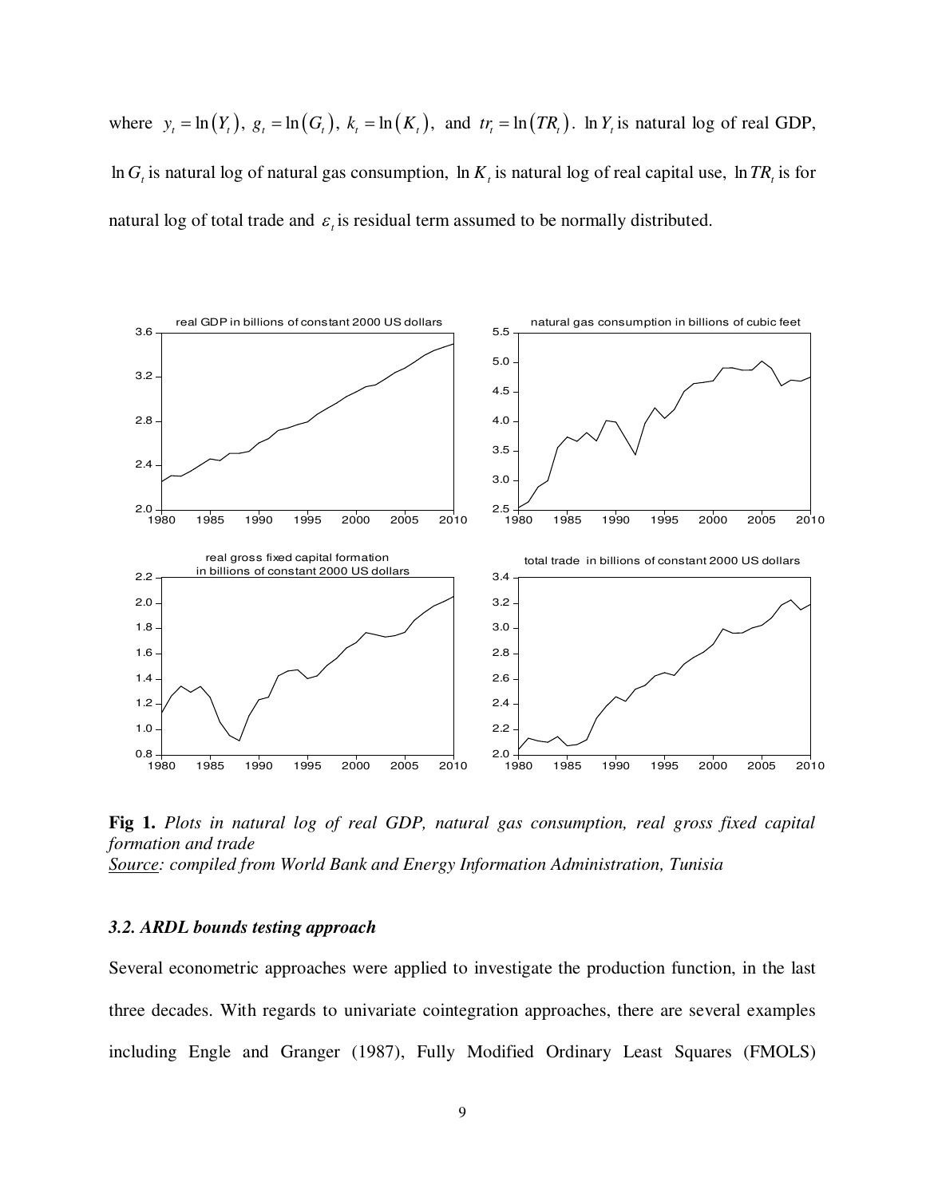where $y_t = \ln(Y_t)$, $g_t = \ln(G_t)$, $k_t = \ln(K_t)$, and $tr_t = \ln(TR_t)$. $\ln Y_t$ is natural log of real GDP, $\ln G_t$ is natural log of natural gas consumption, $\ln K_t$ is natural log of real capital use, $\ln TR_t$ is for natural log of total trade and $\varepsilon_t$ is residual term assumed to be normally distributed.

**Fig 1.** *Plots in natural log of real GDP, natural gas consumption, real gross fixed capital formation and trade*
*Source: compiled from World Bank and Energy Information Administration, Tunisia*

### *3.2. ARDL bounds testing approach*

Several econometric approaches were applied to investigate the production function, in the last three decades. With regards to univariate cointegration approaches, there are several examples including Engle and Granger (1987), Fully Modified Ordinary Least Squares (FMOLS)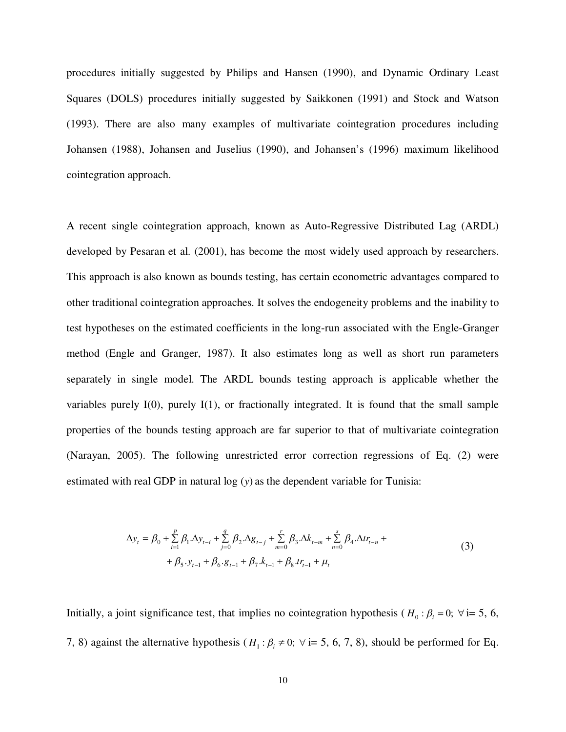procedures initially suggested by Philips and Hansen (1990), and Dynamic Ordinary Least Squares (DOLS) procedures initially suggested by Saikkonen (1991) and Stock and Watson (1993). There are also many examples of multivariate cointegration procedures including Johansen (1988), Johansen and Juselius (1990), and Johansen's (1996) maximum likelihood cointegration approach.

A recent single cointegration approach, known as Auto-Regressive Distributed Lag (ARDL) developed by Pesaran et al. (2001), has become the most widely used approach by researchers. This approach is also known as bounds testing, has certain econometric advantages compared to other traditional cointegration approaches. It solves the endogeneity problems and the inability to test hypotheses on the estimated coefficients in the long-run associated with the Engle-Granger method (Engle and Granger, 1987). It also estimates long as well as short run parameters separately in single model. The ARDL bounds testing approach is applicable whether the variables purely I(0), purely I(1), or fractionally integrated. It is found that the small sample properties of the bounds testing approach are far superior to that of multivariate cointegration (Narayan, 2005). The following unrestricted error correction regressions of Eq. (2) were estimated with real GDP in natural log ($y$) as the dependent variable for Tunisia:

$$\Delta y_t = \beta_0 + \sum_{i=1}^{p} \beta_1 . \Delta y_{t-i} + \sum_{j=0}^{q} \beta_2 . \Delta g_{t-j} + \sum_{m=0}^{r} \beta_3 . \Delta k_{t-m} + \sum_{n=0}^{s} \beta_4 . \Delta tr_{t-n} + \\ + \beta_5 . y_{t-1} + \beta_6 . g_{t-1} + \beta_7 . k_{t-1} + \beta_8 . tr_{t-1} + \mu_t \tag{3}$$

Initially, a joint significance test, that implies no cointegration hypothesis ($H_0 : \beta_i = 0;\ \forall$ i= 5, 6, 7, 8) against the alternative hypothesis ($H_1 : \beta_i \neq 0;\ \forall$ i= 5, 6, 7, 8), should be performed for Eq.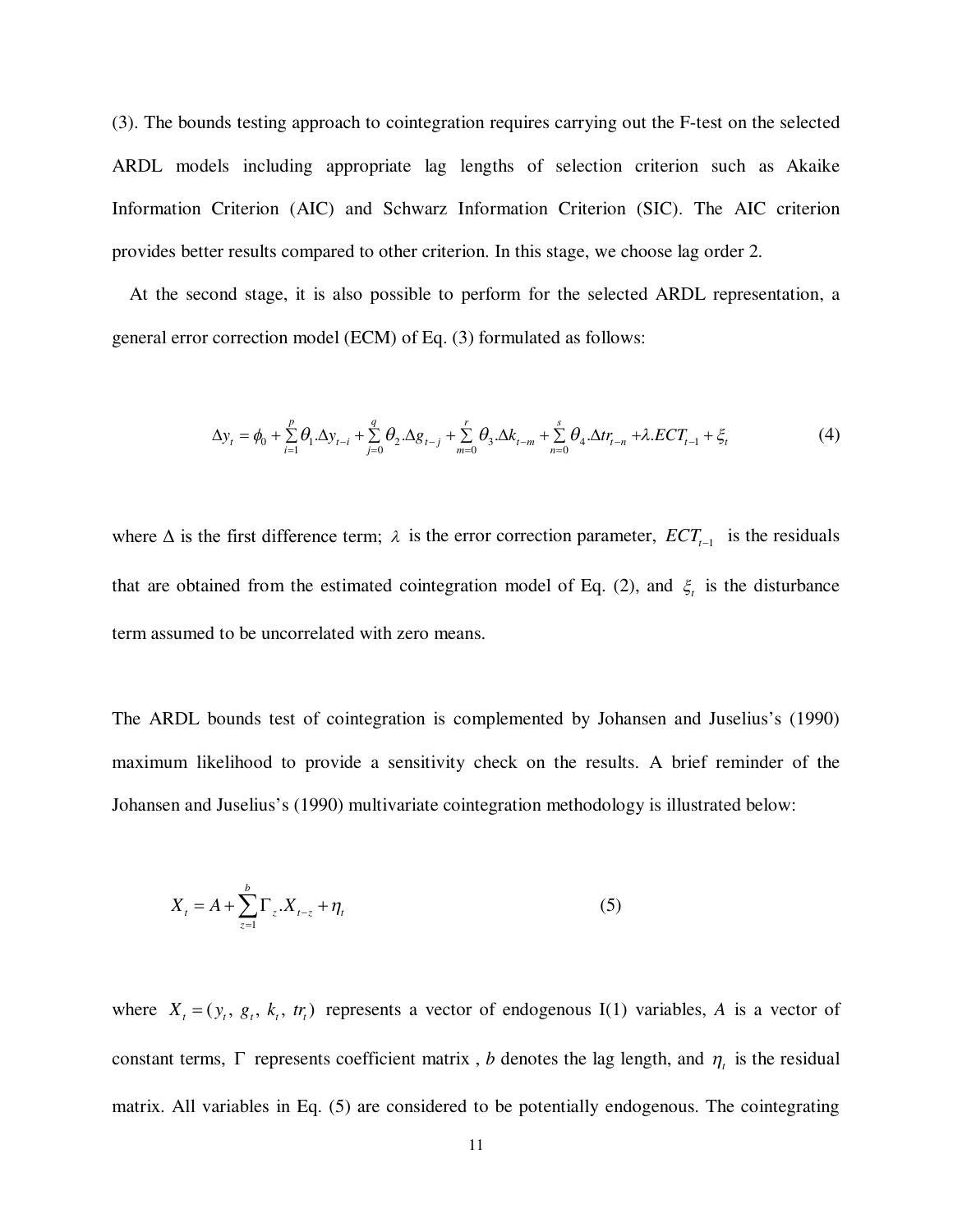(3). The bounds testing approach to cointegration requires carrying out the F-test on the selected ARDL models including appropriate lag lengths of selection criterion such as Akaike Information Criterion (AIC) and Schwarz Information Criterion (SIC). The AIC criterion provides better results compared to other criterion. In this stage, we choose lag order 2.

At the second stage, it is also possible to perform for the selected ARDL representation, a general error correction model (ECM) of Eq. (3) formulated as follows:

$$\Delta y_t = \phi_0 + \sum_{i=1}^{p} \theta_1.\Delta y_{t-i} + \sum_{j=0}^{q} \theta_2.\Delta g_{t-j} + \sum_{m=0}^{r} \theta_3.\Delta k_{t-m} + \sum_{n=0}^{s} \theta_4.\Delta tr_{t-n} + \lambda.ECT_{t-1} + \xi_t \tag{4}$$

where $\Delta$ is the first difference term; $\lambda$ is the error correction parameter, $ECT_{t-1}$ is the residuals that are obtained from the estimated cointegration model of Eq. (2), and $\xi_t$ is the disturbance term assumed to be uncorrelated with zero means.

The ARDL bounds test of cointegration is complemented by Johansen and Juselius's (1990) maximum likelihood to provide a sensitivity check on the results. A brief reminder of the Johansen and Juselius's (1990) multivariate cointegration methodology is illustrated below:

$$X_t = A + \sum_{z=1}^{b} \Gamma_z.X_{t-z} + \eta_t \tag{5}$$

where $X_t = (y_t,\ g_t,\ k_t,\ tr_t)$ represents a vector of endogenous I(1) variables, $A$ is a vector of constant terms, $\Gamma$ represents coefficient matrix , $b$ denotes the lag length, and $\eta_t$ is the residual matrix. All variables in Eq. (5) are considered to be potentially endogenous. The cointegrating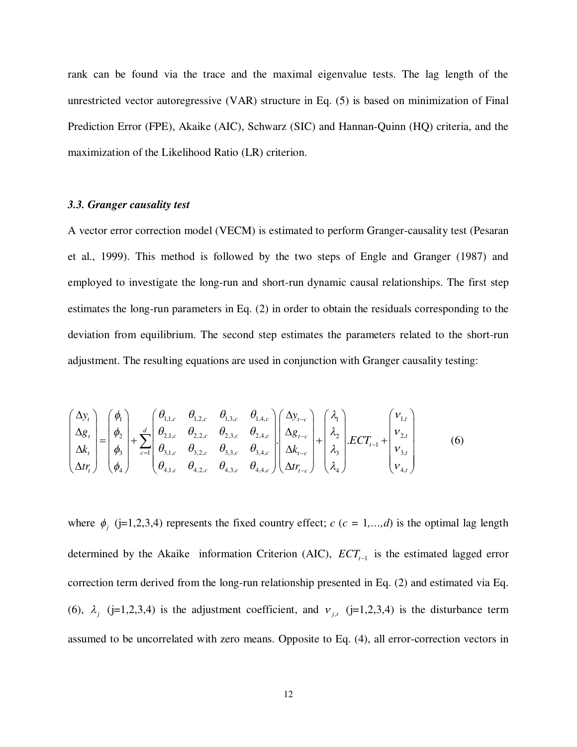rank can be found via the trace and the maximal eigenvalue tests. The lag length of the unrestricted vector autoregressive (VAR) structure in Eq. (5) is based on minimization of Final Prediction Error (FPE), Akaike (AIC), Schwarz (SIC) and Hannan-Quinn (HQ) criteria, and the maximization of the Likelihood Ratio (LR) criterion.

### *3.3. Granger causality test*

A vector error correction model (VECM) is estimated to perform Granger-causality test (Pesaran et al., 1999). This method is followed by the two steps of Engle and Granger (1987) and employed to investigate the long-run and short-run dynamic causal relationships. The first step estimates the long-run parameters in Eq. (2) in order to obtain the residuals corresponding to the deviation from equilibrium. The second step estimates the parameters related to the short-run adjustment. The resulting equations are used in conjunction with Granger causality testing:

$$\begin{pmatrix} \Delta y_t \\ \Delta g_t \\ \Delta k_t \\ \Delta tr_t \end{pmatrix} = \begin{pmatrix} \phi_1 \\ \phi_2 \\ \phi_3 \\ \phi_4 \end{pmatrix} + \sum_{c=1}^{d} \begin{pmatrix} \theta_{1,1,c} & \theta_{1,2,c} & \theta_{1,3,c} & \theta_{1,4,c} \\ \theta_{2,1,c} & \theta_{2,2,c} & \theta_{2,3,c} & \theta_{2,4,c} \\ \theta_{3,1,c} & \theta_{3,2,c} & \theta_{3,3,c} & \theta_{3,4,c} \\ \theta_{4,1,c} & \theta_{4,2,c} & \theta_{4,3,c} & \theta_{4,4,c} \end{pmatrix} . \begin{pmatrix} \Delta y_{t-c} \\ \Delta g_{t-c} \\ \Delta k_{t-c} \\ \Delta tr_{t-c} \end{pmatrix} + \begin{pmatrix} \lambda_1 \\ \lambda_2 \\ \lambda_3 \\ \lambda_4 \end{pmatrix} .ECT_{t-1} + \begin{pmatrix} \nu_{1,t} \\ \nu_{2,t} \\ \nu_{3,t} \\ \nu_{4,t} \end{pmatrix} \quad (6)$$

where $\phi_j$ (j=1,2,3,4) represents the fixed country effect; $c$ ($c$ = 1,…,$d$) is the optimal lag length determined by the Akaike information Criterion (AIC), $ECT_{t-1}$ is the estimated lagged error correction term derived from the long-run relationship presented in Eq. (2) and estimated via Eq. (6), $\lambda_j$ (j=1,2,3,4) is the adjustment coefficient, and $\nu_{j,t}$ (j=1,2,3,4) is the disturbance term assumed to be uncorrelated with zero means. Opposite to Eq. (4), all error-correction vectors in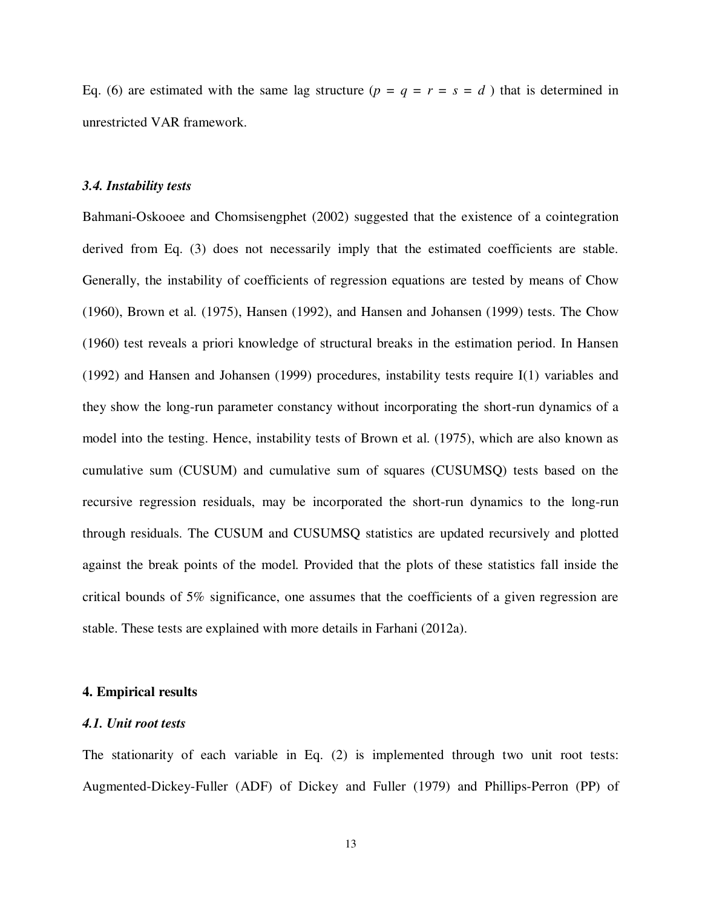Eq. (6) are estimated with the same lag structure ($p = q = r = s = d$) that is determined in unrestricted VAR framework.

### *3.4. Instability tests*

Bahmani-Oskooee and Chomsisengphet (2002) suggested that the existence of a cointegration derived from Eq. (3) does not necessarily imply that the estimated coefficients are stable. Generally, the instability of coefficients of regression equations are tested by means of Chow (1960), Brown et al. (1975), Hansen (1992), and Hansen and Johansen (1999) tests. The Chow (1960) test reveals a priori knowledge of structural breaks in the estimation period. In Hansen (1992) and Hansen and Johansen (1999) procedures, instability tests require I(1) variables and they show the long-run parameter constancy without incorporating the short-run dynamics of a model into the testing. Hence, instability tests of Brown et al. (1975), which are also known as cumulative sum (CUSUM) and cumulative sum of squares (CUSUMSQ) tests based on the recursive regression residuals, may be incorporated the short-run dynamics to the long-run through residuals. The CUSUM and CUSUMSQ statistics are updated recursively and plotted against the break points of the model. Provided that the plots of these statistics fall inside the critical bounds of 5% significance, one assumes that the coefficients of a given regression are stable. These tests are explained with more details in Farhani (2012a).

## 4. Empirical results

### *4.1. Unit root tests*

The stationarity of each variable in Eq. (2) is implemented through two unit root tests: Augmented-Dickey-Fuller (ADF) of Dickey and Fuller (1979) and Phillips-Perron (PP) of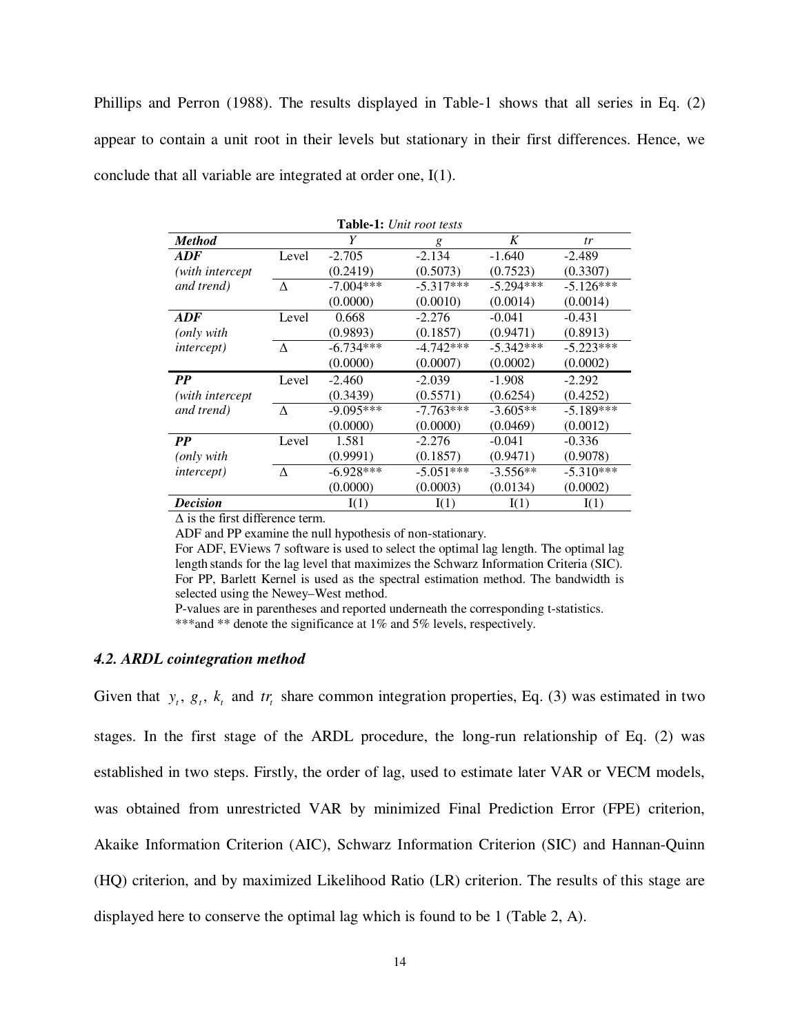Phillips and Perron (1988). The results displayed in Table-1 shows that all series in Eq. (2) appear to contain a unit root in their levels but stationary in their first differences. Hence, we conclude that all variable are integrated at order one, I(1).

**Table-1:** *Unit root tests*

| ***Method*** | | *Y* | *g* | *K* | *tr* |
|---|---|---|---|---|---|
| ***ADF*** | Level | -2.705 | -2.134 | -1.640 | -2.489 |
| *(with intercept* | | (0.2419) | (0.5073) | (0.7523) | (0.3307) |
| *and trend)* | Δ | -7.004*** | -5.317*** | -5.294*** | -5.126*** |
| | | (0.0000) | (0.0010) | (0.0014) | (0.0014) |
| ***ADF*** | Level | 0.668 | -2.276 | -0.041 | -0.431 |
| *(only with* | | (0.9893) | (0.1857) | (0.9471) | (0.8913) |
| *intercept)* | Δ | -6.734*** | -4.742*** | -5.342*** | -5.223*** |
| | | (0.0000) | (0.0007) | (0.0002) | (0.0002) |
| ***PP*** | Level | -2.460 | -2.039 | -1.908 | -2.292 |
| *(with intercept* | | (0.3439) | (0.5571) | (0.6254) | (0.4252) |
| *and trend)* | Δ | -9.095*** | -7.763*** | -3.605** | -5.189*** |
| | | (0.0000) | (0.0000) | (0.0469) | (0.0012) |
| ***PP*** | Level | 1.581 | -2.276 | -0.041 | -0.336 |
| *(only with* | | (0.9991) | (0.1857) | (0.9471) | (0.9078) |
| *intercept)* | Δ | -6.928*** | -5.051*** | -3.556** | -5.310*** |
| | | (0.0000) | (0.0003) | (0.0134) | (0.0002) |
| ***Decision*** | | I(1) | I(1) | I(1) | I(1) |

Δ is the first difference term.
ADF and PP examine the null hypothesis of non-stationary.
For ADF, EViews 7 software is used to select the optimal lag length. The optimal lag length stands for the lag level that maximizes the Schwarz Information Criteria (SIC).
For PP, Barlett Kernel is used as the spectral estimation method. The bandwidth is selected using the Newey–West method.
P-values are in parentheses and reported underneath the corresponding t-statistics.
***and ** denote the significance at 1% and 5% levels, respectively.

### *4.2. ARDL cointegration method*

Given that $y_t$, $g_t$, $k_t$ and $tr_t$ share common integration properties, Eq. (3) was estimated in two stages. In the first stage of the ARDL procedure, the long-run relationship of Eq. (2) was established in two steps. Firstly, the order of lag, used to estimate later VAR or VECM models, was obtained from unrestricted VAR by minimized Final Prediction Error (FPE) criterion, Akaike Information Criterion (AIC), Schwarz Information Criterion (SIC) and Hannan-Quinn (HQ) criterion, and by maximized Likelihood Ratio (LR) criterion. The results of this stage are displayed here to conserve the optimal lag which is found to be 1 (Table 2, A).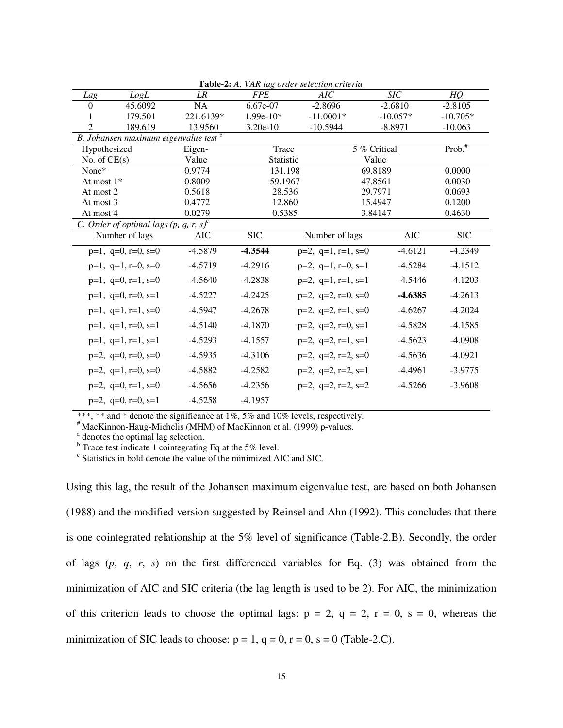**Table-2:** *A. VAR lag order selection criteria*

| *Lag* | *LogL* | *LR* | *FPE* | *AIC* | *SIC* | *HQ* |
|---|---|---|---|---|---|---|
| 0 | 45.6092 | NA | 6.67e-07 | -2.8696 | -2.6810 | -2.8105 |
| 1 | 179.501 | 221.6139* | 1.99e-10* | -11.0001* | -10.057* | -10.705* |
| 2 | 189.619 | 13.9560 | 3.20e-10 | -10.5944 | -8.8971 | -10.063 |

*B. Johansen maximum eigenvalue test* [b]

| Hypothesized No. of CE(s) | Eigen-Value | Trace Statistic | 5 % Critical Value | Prob.[#] |
|---|---|---|---|---|
| None* | 0.9774 | 131.198 | 69.8189 | 0.0000 |
| At most 1* | 0.8009 | 59.1967 | 47.8561 | 0.0030 |
| At most 2 | 0.5618 | 28.536 | 29.7971 | 0.0693 |
| At most 3 | 0.4772 | 12.860 | 15.4947 | 0.1200 |
| At most 4 | 0.0279 | 0.5385 | 3.84147 | 0.4630 |

*C. Order of optimal lags (p, q, r, s)*[c]

| Number of lags | AIC | SIC | Number of lags | AIC | SIC |
|---|---|---|---|---|---|
| p=1, q=0, r=0, s=0 | -4.5879 | **-4.3544** | p=2, q=1, r=1, s=0 | -4.6121 | -4.2349 |
| p=1, q=1, r=0, s=0 | -4.5719 | -4.2916 | p=2, q=1, r=0, s=1 | -4.5284 | -4.1512 |
| p=1, q=0, r=1, s=0 | -4.5640 | -4.2838 | p=2, q=1, r=1, s=1 | -4.5446 | -4.1203 |
| p=1, q=0, r=0, s=1 | -4.5227 | -4.2425 | p=2, q=2, r=0, s=0 | **-4.6385** | -4.2613 |
| p=1, q=1, r=1, s=0 | -4.5947 | -4.2678 | p=2, q=2, r=1, s=0 | -4.6267 | -4.2024 |
| p=1, q=1, r=0, s=1 | -4.5140 | -4.1870 | p=2, q=2, r=0, s=1 | -4.5828 | -4.1585 |
| p=1, q=1, r=1, s=1 | -4.5293 | -4.1557 | p=2, q=2, r=1, s=1 | -4.5623 | -4.0908 |
| p=2, q=0, r=0, s=0 | -4.5935 | -4.3106 | p=2, q=2, r=2, s=0 | -4.5636 | -4.0921 |
| p=2, q=1, r=0, s=0 | -4.5882 | -4.2582 | p=2, q=2, r=2, s=1 | -4.4961 | -3.9775 |
| p=2, q=0, r=1, s=0 | -4.5656 | -4.2356 | p=2, q=2, r=2, s=2 | -4.5266 | -3.9608 |
| p=2, q=0, r=0, s=1 | -4.5258 | -4.1957 | | | |

***, ** and * denote the significance at 1%, 5% and 10% levels, respectively.
[#] MacKinnon-Haug-Michelis (MHM) of MacKinnon et al. (1999) p-values.
[a] denotes the optimal lag selection.
[b] Trace test indicate 1 cointegrating Eq at the 5% level.
[c] Statistics in bold denote the value of the minimized AIC and SIC.

Using this lag, the result of the Johansen maximum eigenvalue test, are based on both Johansen (1988) and the modified version suggested by Reinsel and Ahn (1992). This concludes that there is one cointegrated relationship at the 5% level of significance (Table-2.B). Secondly, the order of lags (*p*, *q*, *r*, *s*) on the first differenced variables for Eq. (3) was obtained from the minimization of AIC and SIC criteria (the lag length is used to be 2). For AIC, the minimization of this criterion leads to choose the optimal lags: p = 2, q = 2, r = 0, s = 0, whereas the minimization of SIC leads to choose: p = 1, q = 0, r = 0, s = 0 (Table-2.C).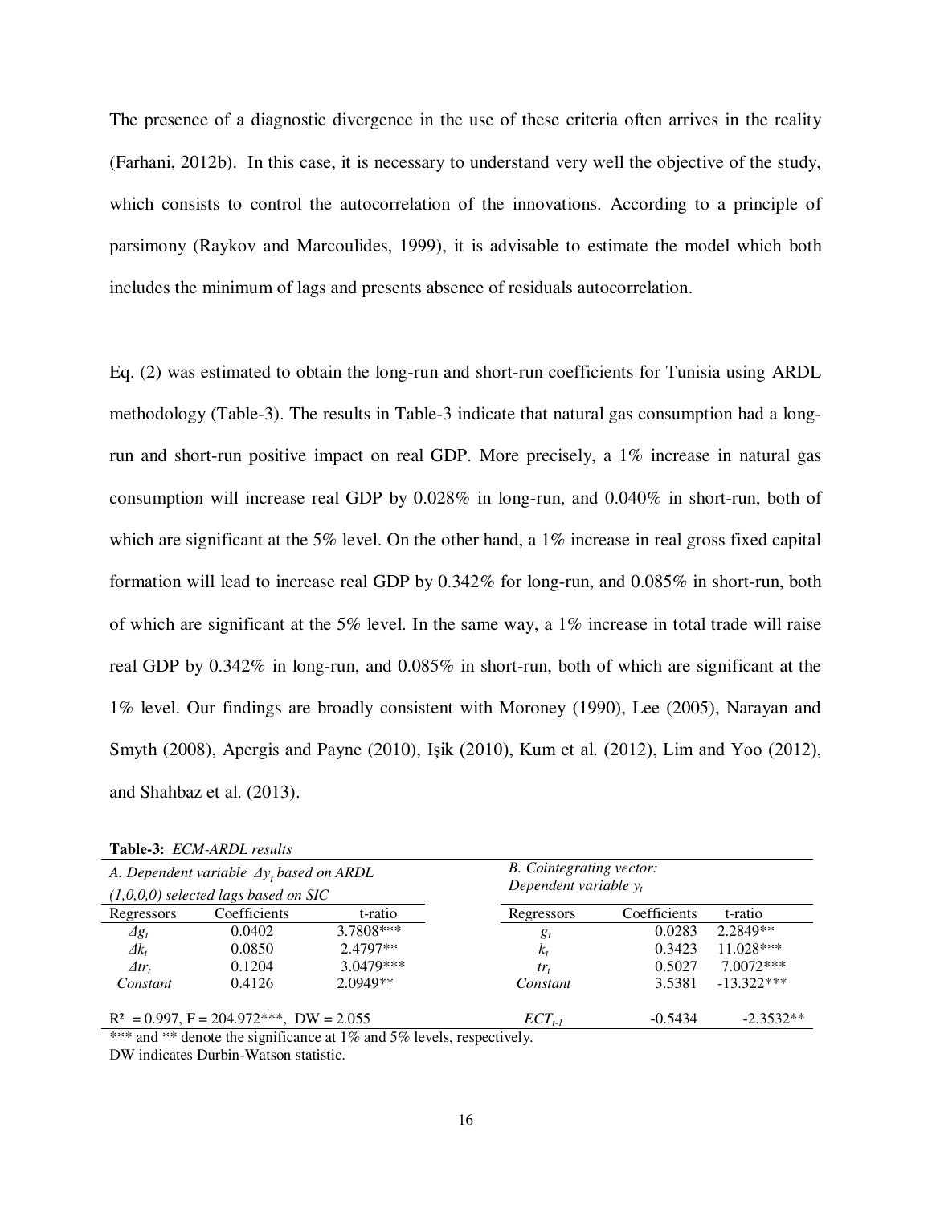The presence of a diagnostic divergence in the use of these criteria often arrives in the reality (Farhani, 2012b). In this case, it is necessary to understand very well the objective of the study, which consists to control the autocorrelation of the innovations. According to a principle of parsimony (Raykov and Marcoulides, 1999), it is advisable to estimate the model which both includes the minimum of lags and presents absence of residuals autocorrelation.

Eq. (2) was estimated to obtain the long-run and short-run coefficients for Tunisia using ARDL methodology (Table-3). The results in Table-3 indicate that natural gas consumption had a long-run and short-run positive impact on real GDP. More precisely, a 1% increase in natural gas consumption will increase real GDP by 0.028% in long-run, and 0.040% in short-run, both of which are significant at the 5% level. On the other hand, a 1% increase in real gross fixed capital formation will lead to increase real GDP by 0.342% for long-run, and 0.085% in short-run, both of which are significant at the 5% level. In the same way, a 1% increase in total trade will raise real GDP by 0.342% in long-run, and 0.085% in short-run, both of which are significant at the 1% level. Our findings are broadly consistent with Moroney (1990), Lee (2005), Narayan and Smyth (2008), Apergis and Payne (2010), Işik (2010), Kum et al. (2012), Lim and Yoo (2012), and Shahbaz et al. (2013).

**Table-3:** *ECM-ARDL results*

| *A. Dependent variable $\Delta y_t$ based on ARDL (1,0,0,0) selected lags based on SIC* | | | *B. Cointegrating vector: Dependent variable $y_t$* | | |
|---|---|---|---|---|---|
| Regressors | Coefficients | t-ratio | Regressors | Coefficients | t-ratio |
| $\Delta g_t$ | 0.0402 | 3.7808*** | $g_t$ | 0.0283 | 2.2849** |
| $\Delta k_t$ | 0.0850 | 2.4797** | $k_t$ | 0.3423 | 11.028*** |
| $\Delta tr_t$ | 0.1204 | 3.0479*** | $tr_t$ | 0.5027 | 7.0072*** |
| *Constant* | 0.4126 | 2.0949** | *Constant* | 3.5381 | -13.322*** |
| $R^2$ = 0.997, F = 204.972***, DW = 2.055 | | | $ECT_{t-1}$ | -0.5434 | -2.3532** |

*** and ** denote the significance at 1% and 5% levels, respectively.
DW indicates Durbin-Watson statistic.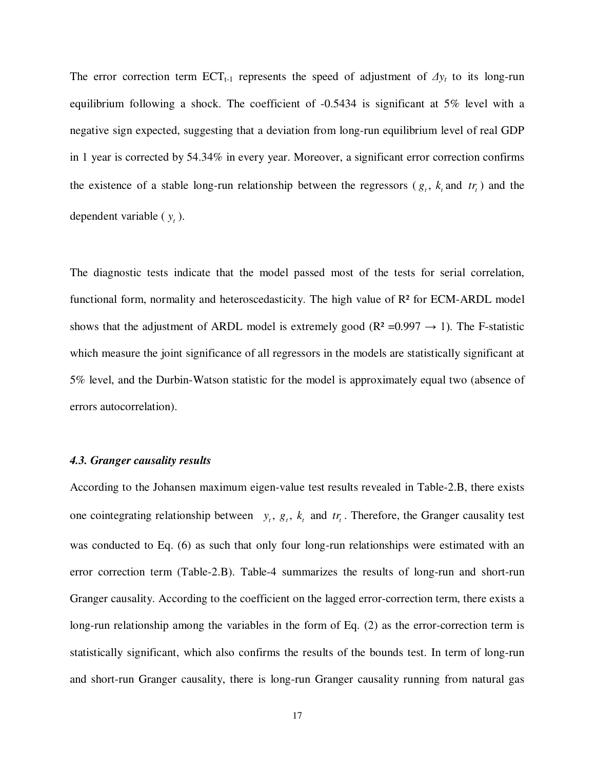The error correction term $ECT_{t-1}$ represents the speed of adjustment of $\Delta y_t$ to its long-run equilibrium following a shock. The coefficient of -0.5434 is significant at 5% level with a negative sign expected, suggesting that a deviation from long-run equilibrium level of real GDP in 1 year is corrected by 54.34% in every year. Moreover, a significant error correction confirms the existence of a stable long-run relationship between the regressors ( $g_t$, $k_t$ and $tr_t$ ) and the dependent variable ( $y_t$ ).

The diagnostic tests indicate that the model passed most of the tests for serial correlation, functional form, normality and heteroscedasticity. The high value of $R^2$ for ECM-ARDL model shows that the adjustment of ARDL model is extremely good ($R^2 = 0.997 \rightarrow 1$). The F-statistic which measure the joint significance of all regressors in the models are statistically significant at 5% level, and the Durbin-Watson statistic for the model is approximately equal two (absence of errors autocorrelation).

### *4.3. Granger causality results*

According to the Johansen maximum eigen-value test results revealed in Table-2.B, there exists one cointegrating relationship between $y_t$, $g_t$, $k_t$ and $tr_t$. Therefore, the Granger causality test was conducted to Eq. (6) as such that only four long-run relationships were estimated with an error correction term (Table-2.B). Table-4 summarizes the results of long-run and short-run Granger causality. According to the coefficient on the lagged error-correction term, there exists a long-run relationship among the variables in the form of Eq. (2) as the error-correction term is statistically significant, which also confirms the results of the bounds test. In term of long-run and short-run Granger causality, there is long-run Granger causality running from natural gas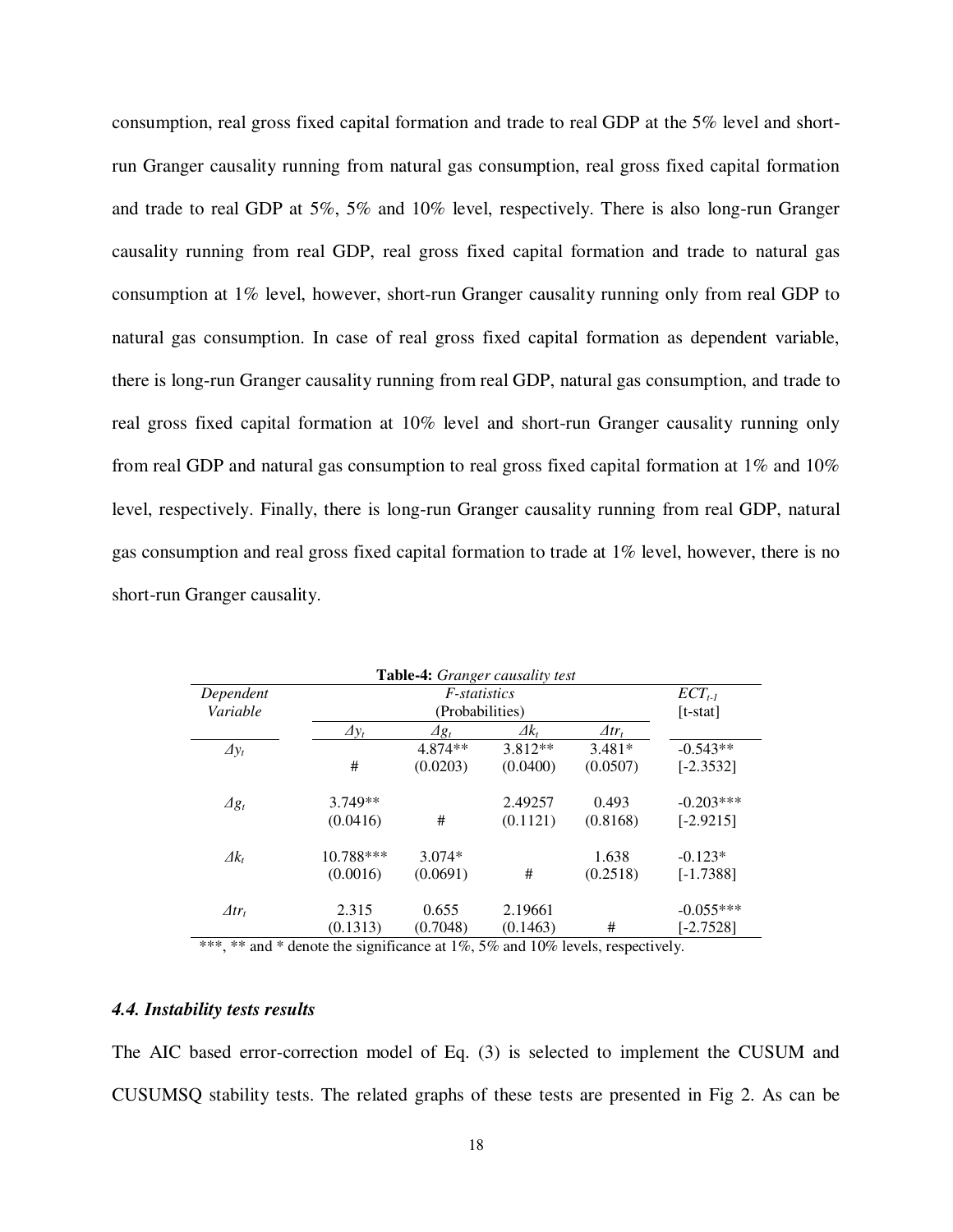consumption, real gross fixed capital formation and trade to real GDP at the 5% level and short-run Granger causality running from natural gas consumption, real gross fixed capital formation and trade to real GDP at 5%, 5% and 10% level, respectively. There is also long-run Granger causality running from real GDP, real gross fixed capital formation and trade to natural gas consumption at 1% level, however, short-run Granger causality running only from real GDP to natural gas consumption. In case of real gross fixed capital formation as dependent variable, there is long-run Granger causality running from real GDP, natural gas consumption, and trade to real gross fixed capital formation at 10% level and short-run Granger causality running only from real GDP and natural gas consumption to real gross fixed capital formation at 1% and 10% level, respectively. Finally, there is long-run Granger causality running from real GDP, natural gas consumption and real gross fixed capital formation to trade at 1% level, however, there is no short-run Granger causality.

**Table-4:** *Granger causality test*

| *Dependent Variable* | *F-statistics* (Probabilities) | | | | $ECT_{t-1}$ [t-stat] |
|---|---|---|---|---|---|
| | $\Delta y_t$ | $\Delta g_t$ | $\Delta k_t$ | $\Delta tr_t$ | |
| $\Delta y_t$ | # | 4.874** (0.0203) | 3.812** (0.0400) | 3.481* (0.0507) | -0.543** [-2.3532] |
| $\Delta g_t$ | 3.749** (0.0416) | # | 2.49257 (0.1121) | 0.493 (0.8168) | -0.203*** [-2.9215] |
| $\Delta k_t$ | 10.788*** (0.0016) | 3.074* (0.0691) | # | 1.638 (0.2518) | -0.123* [-1.7388] |
| $\Delta tr_t$ | 2.315 (0.1313) | 0.655 (0.7048) | 2.19661 (0.1463) | # | -0.055*** [-2.7528] |

***, ** and * denote the significance at 1%, 5% and 10% levels, respectively.

### *4.4. Instability tests results*

The AIC based error-correction model of Eq. (3) is selected to implement the CUSUM and CUSUMSQ stability tests. The related graphs of these tests are presented in Fig 2. As can be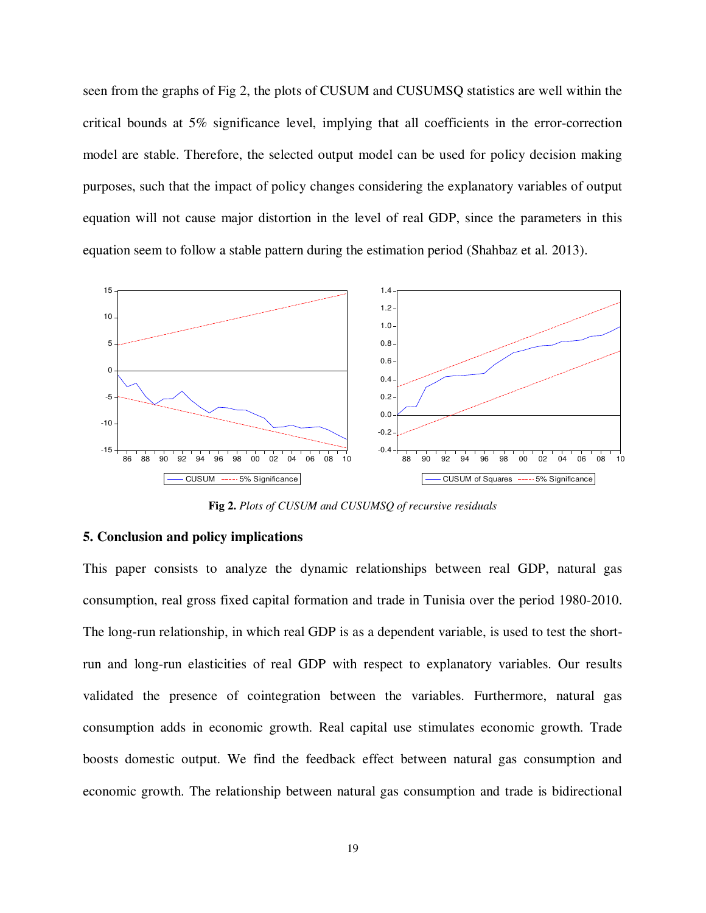seen from the graphs of Fig 2, the plots of CUSUM and CUSUMSQ statistics are well within the critical bounds at 5% significance level, implying that all coefficients in the error-correction model are stable. Therefore, the selected output model can be used for policy decision making purposes, such that the impact of policy changes considering the explanatory variables of output equation will not cause major distortion in the level of real GDP, since the parameters in this equation seem to follow a stable pattern during the estimation period (Shahbaz et al. 2013).

**Fig 2.** *Plots of CUSUM and CUSUMSQ of recursive residuals*

## 5. Conclusion and policy implications

This paper consists to analyze the dynamic relationships between real GDP, natural gas consumption, real gross fixed capital formation and trade in Tunisia over the period 1980-2010. The long-run relationship, in which real GDP is as a dependent variable, is used to test the short-run and long-run elasticities of real GDP with respect to explanatory variables. Our results validated the presence of cointegration between the variables. Furthermore, natural gas consumption adds in economic growth. Real capital use stimulates economic growth. Trade boosts domestic output. We find the feedback effect between natural gas consumption and economic growth. The relationship between natural gas consumption and trade is bidirectional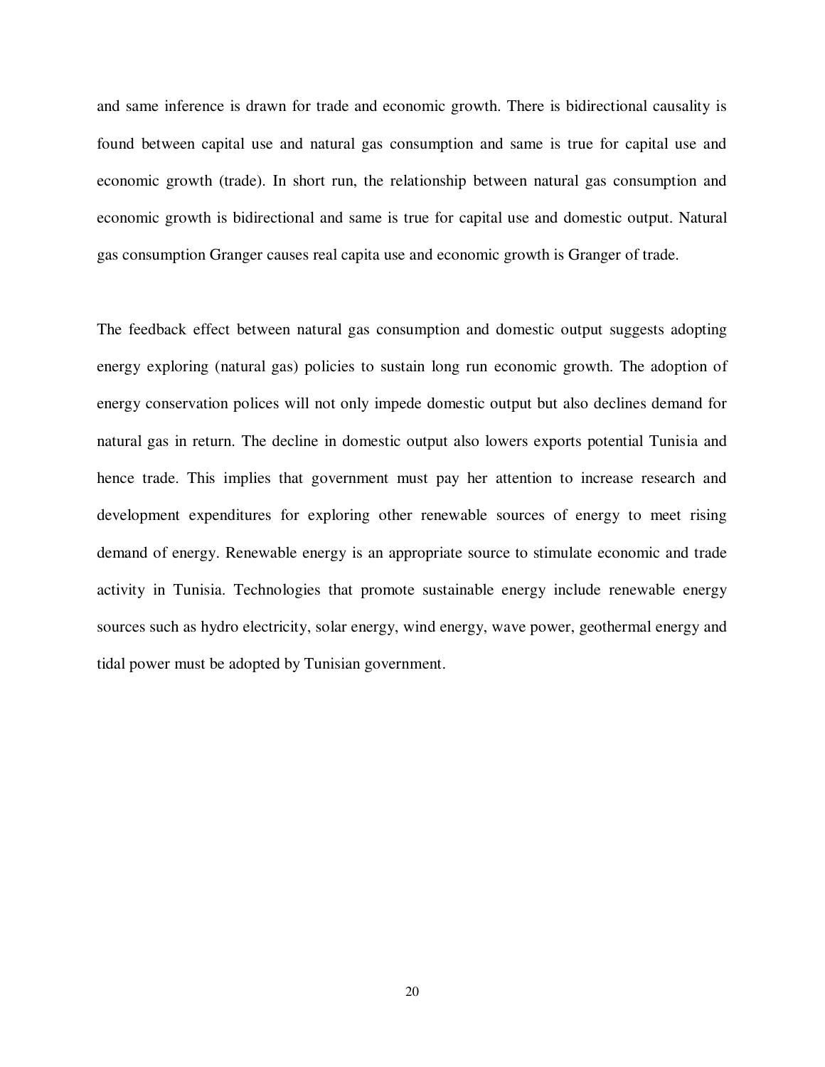and same inference is drawn for trade and economic growth. There is bidirectional causality is found between capital use and natural gas consumption and same is true for capital use and economic growth (trade). In short run, the relationship between natural gas consumption and economic growth is bidirectional and same is true for capital use and domestic output. Natural gas consumption Granger causes real capita use and economic growth is Granger of trade.

The feedback effect between natural gas consumption and domestic output suggests adopting energy exploring (natural gas) policies to sustain long run economic growth. The adoption of energy conservation polices will not only impede domestic output but also declines demand for natural gas in return. The decline in domestic output also lowers exports potential Tunisia and hence trade. This implies that government must pay her attention to increase research and development expenditures for exploring other renewable sources of energy to meet rising demand of energy. Renewable energy is an appropriate source to stimulate economic and trade activity in Tunisia. Technologies that promote sustainable energy include renewable energy sources such as hydro electricity, solar energy, wind energy, wave power, geothermal energy and tidal power must be adopted by Tunisian government.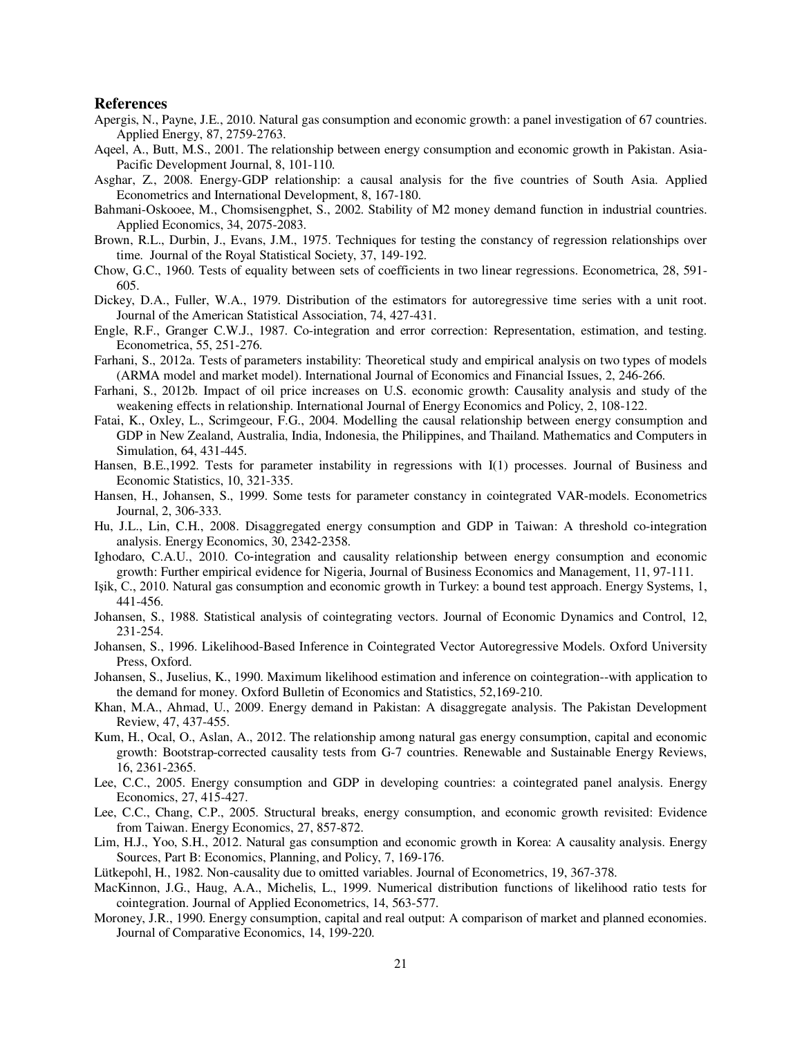## References

Apergis, N., Payne, J.E., 2010. Natural gas consumption and economic growth: a panel investigation of 67 countries. Applied Energy, 87, 2759-2763.

Aqeel, A., Butt, M.S., 2001. The relationship between energy consumption and economic growth in Pakistan. Asia-Pacific Development Journal, 8, 101-110.

Asghar, Z., 2008. Energy-GDP relationship: a causal analysis for the five countries of South Asia. Applied Econometrics and International Development, 8, 167-180.

Bahmani-Oskooee, M., Chomsisengphet, S., 2002. Stability of M2 money demand function in industrial countries. Applied Economics, 34, 2075-2083.

Brown, R.L., Durbin, J., Evans, J.M., 1975. Techniques for testing the constancy of regression relationships over time. Journal of the Royal Statistical Society, 37, 149-192.

Chow, G.C., 1960. Tests of equality between sets of coefficients in two linear regressions. Econometrica, 28, 591-605.

Dickey, D.A., Fuller, W.A., 1979. Distribution of the estimators for autoregressive time series with a unit root. Journal of the American Statistical Association, 74, 427-431.

Engle, R.F., Granger C.W.J., 1987. Co-integration and error correction: Representation, estimation, and testing. Econometrica, 55, 251-276.

Farhani, S., 2012a. Tests of parameters instability: Theoretical study and empirical analysis on two types of models (ARMA model and market model). International Journal of Economics and Financial Issues, 2, 246-266.

Farhani, S., 2012b. Impact of oil price increases on U.S. economic growth: Causality analysis and study of the weakening effects in relationship. International Journal of Energy Economics and Policy, 2, 108-122.

Fatai, K., Oxley, L., Scrimgeour, F.G., 2004. Modelling the causal relationship between energy consumption and GDP in New Zealand, Australia, India, Indonesia, the Philippines, and Thailand. Mathematics and Computers in Simulation, 64, 431-445.

Hansen, B.E.,1992. Tests for parameter instability in regressions with I(1) processes. Journal of Business and Economic Statistics, 10, 321-335.

Hansen, H., Johansen, S., 1999. Some tests for parameter constancy in cointegrated VAR-models. Econometrics Journal, 2, 306-333.

Hu, J.L., Lin, C.H., 2008. Disaggregated energy consumption and GDP in Taiwan: A threshold co-integration analysis. Energy Economics, 30, 2342-2358.

Ighodaro, C.A.U., 2010. Co-integration and causality relationship between energy consumption and economic growth: Further empirical evidence for Nigeria, Journal of Business Economics and Management, 11, 97-111.

Işik, C., 2010. Natural gas consumption and economic growth in Turkey: a bound test approach. Energy Systems, 1, 441-456.

Johansen, S., 1988. Statistical analysis of cointegrating vectors. Journal of Economic Dynamics and Control, 12, 231-254.

Johansen, S., 1996. Likelihood-Based Inference in Cointegrated Vector Autoregressive Models. Oxford University Press, Oxford.

Johansen, S., Juselius, K., 1990. Maximum likelihood estimation and inference on cointegration--with application to the demand for money. Oxford Bulletin of Economics and Statistics, 52,169-210.

Khan, M.A., Ahmad, U., 2009. Energy demand in Pakistan: A disaggregate analysis. The Pakistan Development Review, 47, 437-455.

Kum, H., Ocal, O., Aslan, A., 2012. The relationship among natural gas energy consumption, capital and economic growth: Bootstrap-corrected causality tests from G-7 countries. Renewable and Sustainable Energy Reviews, 16, 2361-2365.

Lee, C.C., 2005. Energy consumption and GDP in developing countries: a cointegrated panel analysis. Energy Economics, 27, 415-427.

Lee, C.C., Chang, C.P., 2005. Structural breaks, energy consumption, and economic growth revisited: Evidence from Taiwan. Energy Economics, 27, 857-872.

Lim, H.J., Yoo, S.H., 2012. Natural gas consumption and economic growth in Korea: A causality analysis. Energy Sources, Part B: Economics, Planning, and Policy, 7, 169-176.

Lütkepohl, H., 1982. Non-causality due to omitted variables. Journal of Econometrics, 19, 367-378.

MacKinnon, J.G., Haug, A.A., Michelis, L., 1999. Numerical distribution functions of likelihood ratio tests for cointegration. Journal of Applied Econometrics, 14, 563-577.

Moroney, J.R., 1990. Energy consumption, capital and real output: A comparison of market and planned economies. Journal of Comparative Economics, 14, 199-220.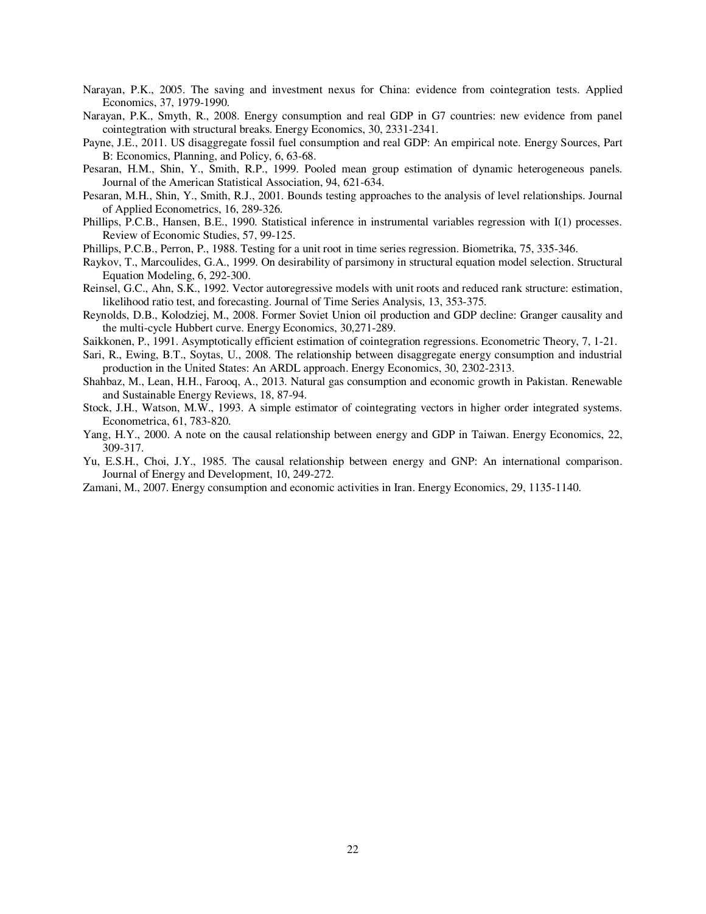Narayan, P.K., 2005. The saving and investment nexus for China: evidence from cointegration tests. Applied Economics, 37, 1979-1990.

Narayan, P.K., Smyth, R., 2008. Energy consumption and real GDP in G7 countries: new evidence from panel cointegtration with structural breaks. Energy Economics, 30, 2331-2341.

Payne, J.E., 2011. US disaggregate fossil fuel consumption and real GDP: An empirical note. Energy Sources, Part B: Economics, Planning, and Policy, 6, 63-68.

Pesaran, H.M., Shin, Y., Smith, R.P., 1999. Pooled mean group estimation of dynamic heterogeneous panels. Journal of the American Statistical Association, 94, 621-634.

Pesaran, M.H., Shin, Y., Smith, R.J., 2001. Bounds testing approaches to the analysis of level relationships. Journal of Applied Econometrics, 16, 289-326.

Phillips, P.C.B., Hansen, B.E., 1990. Statistical inference in instrumental variables regression with I(1) processes. Review of Economic Studies, 57, 99-125.

Phillips, P.C.B., Perron, P., 1988. Testing for a unit root in time series regression. Biometrika, 75, 335-346.

Raykov, T., Marcoulides, G.A., 1999. On desirability of parsimony in structural equation model selection. Structural Equation Modeling, 6, 292-300.

Reinsel, G.C., Ahn, S.K., 1992. Vector autoregressive models with unit roots and reduced rank structure: estimation, likelihood ratio test, and forecasting. Journal of Time Series Analysis, 13, 353-375.

Reynolds, D.B., Kolodziej, M., 2008. Former Soviet Union oil production and GDP decline: Granger causality and the multi-cycle Hubbert curve. Energy Economics, 30,271-289.

Saikkonen, P., 1991. Asymptotically efficient estimation of cointegration regressions. Econometric Theory, 7, 1-21.

Sari, R., Ewing, B.T., Soytas, U., 2008. The relationship between disaggregate energy consumption and industrial production in the United States: An ARDL approach. Energy Economics, 30, 2302-2313.

Shahbaz, M., Lean, H.H., Farooq, A., 2013. Natural gas consumption and economic growth in Pakistan. Renewable and Sustainable Energy Reviews, 18, 87-94.

Stock, J.H., Watson, M.W., 1993. A simple estimator of cointegrating vectors in higher order integrated systems. Econometrica, 61, 783-820.

Yang, H.Y., 2000. A note on the causal relationship between energy and GDP in Taiwan. Energy Economics, 22, 309-317.

Yu, E.S.H., Choi, J.Y., 1985. The causal relationship between energy and GNP: An international comparison. Journal of Energy and Development, 10, 249-272.

Zamani, M., 2007. Energy consumption and economic activities in Iran. Energy Economics, 29, 1135-1140.